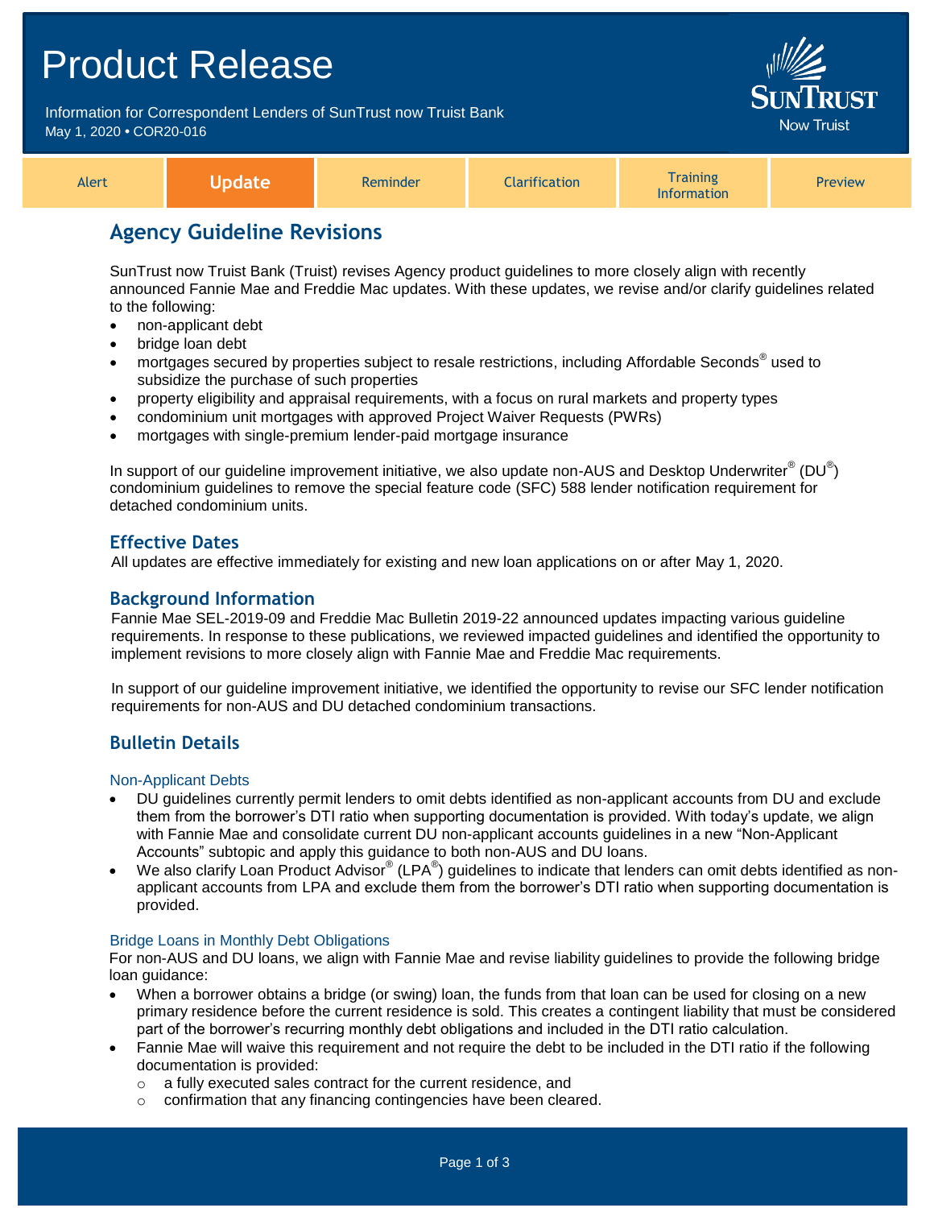# Product Release

Information for Correspondent Lenders of SunTrust now Truist Bank
May 1, 2020 • COR20-016

SunTrust Now Truist

| Alert | **Update** | Reminder | Clarification | Training Information | Preview |
|---|---|---|---|---|---|

## Agency Guideline Revisions

SunTrust now Truist Bank (Truist) revises Agency product guidelines to more closely align with recently announced Fannie Mae and Freddie Mac updates. With these updates, we revise and/or clarify guidelines related to the following:

- non-applicant debt
- bridge loan debt
- mortgages secured by properties subject to resale restrictions, including Affordable Seconds® used to subsidize the purchase of such properties
- property eligibility and appraisal requirements, with a focus on rural markets and property types
- condominium unit mortgages with approved Project Waiver Requests (PWRs)
- mortgages with single-premium lender-paid mortgage insurance

In support of our guideline improvement initiative, we also update non-AUS and Desktop Underwriter® (DU®) condominium guidelines to remove the special feature code (SFC) 588 lender notification requirement for detached condominium units.

### Effective Dates

All updates are effective immediately for existing and new loan applications on or after May 1, 2020.

### Background Information

Fannie Mae SEL-2019-09 and Freddie Mac Bulletin 2019-22 announced updates impacting various guideline requirements. In response to these publications, we reviewed impacted guidelines and identified the opportunity to implement revisions to more closely align with Fannie Mae and Freddie Mac requirements.

In support of our guideline improvement initiative, we identified the opportunity to revise our SFC lender notification requirements for non-AUS and DU detached condominium transactions.

### Bulletin Details

#### Non-Applicant Debts

- DU guidelines currently permit lenders to omit debts identified as non-applicant accounts from DU and exclude them from the borrower's DTI ratio when supporting documentation is provided. With today's update, we align with Fannie Mae and consolidate current DU non-applicant accounts guidelines in a new "Non-Applicant Accounts" subtopic and apply this guidance to both non-AUS and DU loans.
- We also clarify Loan Product Advisor® (LPA®) guidelines to indicate that lenders can omit debts identified as non-applicant accounts from LPA and exclude them from the borrower's DTI ratio when supporting documentation is provided.

#### Bridge Loans in Monthly Debt Obligations

For non-AUS and DU loans, we align with Fannie Mae and revise liability guidelines to provide the following bridge loan guidance:

- When a borrower obtains a bridge (or swing) loan, the funds from that loan can be used for closing on a new primary residence before the current residence is sold. This creates a contingent liability that must be considered part of the borrower's recurring monthly debt obligations and included in the DTI ratio calculation.
- Fannie Mae will waive this requirement and not require the debt to be included in the DTI ratio if the following documentation is provided:
  - a fully executed sales contract for the current residence, and
  - confirmation that any financing contingencies have been cleared.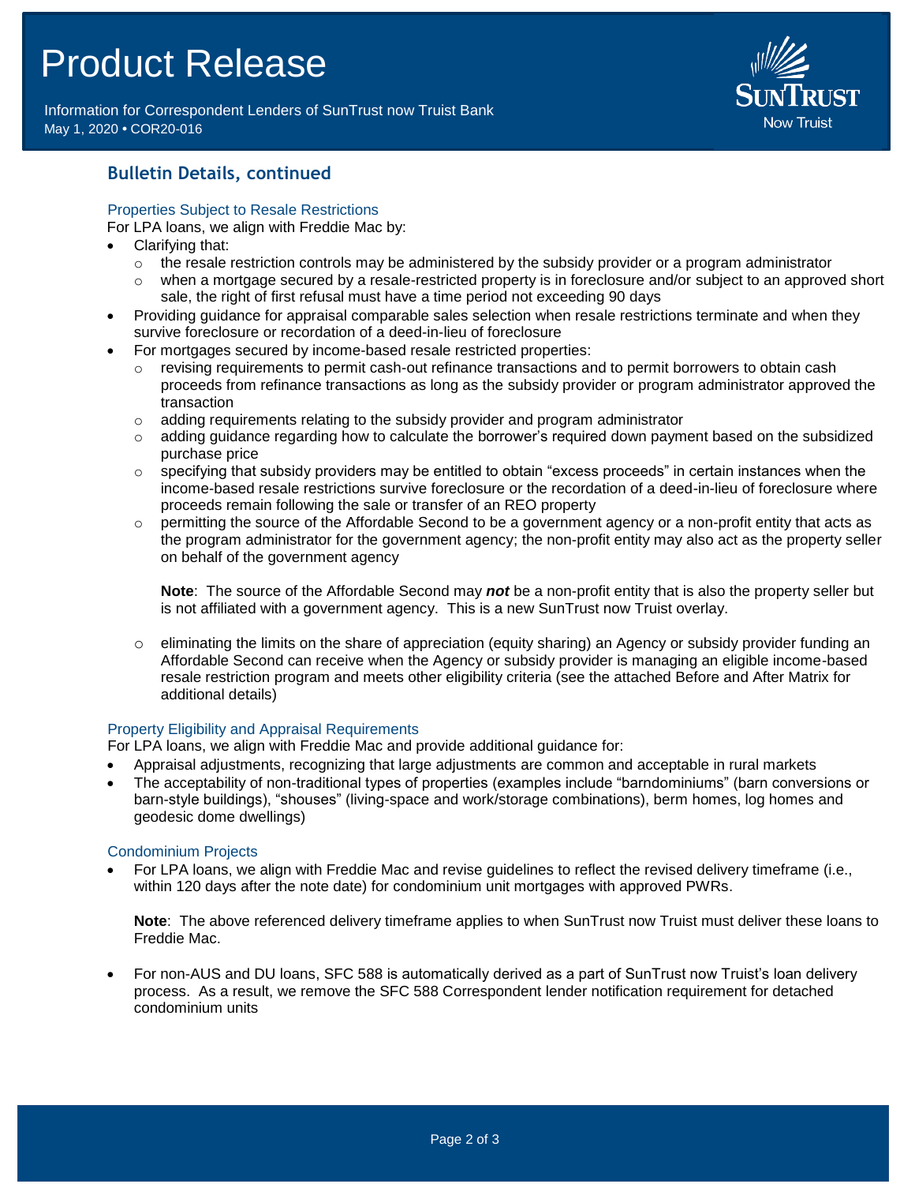## Bulletin Details, continued

### Properties Subject to Resale Restrictions

For LPA loans, we align with Freddie Mac by:

- Clarifying that:
  - the resale restriction controls may be administered by the subsidy provider or a program administrator
  - when a mortgage secured by a resale-restricted property is in foreclosure and/or subject to an approved short sale, the right of first refusal must have a time period not exceeding 90 days
- Providing guidance for appraisal comparable sales selection when resale restrictions terminate and when they survive foreclosure or recordation of a deed-in-lieu of foreclosure
- For mortgages secured by income-based resale restricted properties:
  - revising requirements to permit cash-out refinance transactions and to permit borrowers to obtain cash proceeds from refinance transactions as long as the subsidy provider or program administrator approved the transaction
  - adding requirements relating to the subsidy provider and program administrator
  - adding guidance regarding how to calculate the borrower's required down payment based on the subsidized purchase price
  - specifying that subsidy providers may be entitled to obtain "excess proceeds" in certain instances when the income-based resale restrictions survive foreclosure or the recordation of a deed-in-lieu of foreclosure where proceeds remain following the sale or transfer of an REO property
  - permitting the source of the Affordable Second to be a government agency or a non-profit entity that acts as the program administrator for the government agency; the non-profit entity may also act as the property seller on behalf of the government agency

    **Note**: The source of the Affordable Second may ***not*** be a non-profit entity that is also the property seller but is not affiliated with a government agency. This is a new SunTrust now Truist overlay.

  - eliminating the limits on the share of appreciation (equity sharing) an Agency or subsidy provider funding an Affordable Second can receive when the Agency or subsidy provider is managing an eligible income-based resale restriction program and meets other eligibility criteria (see the attached Before and After Matrix for additional details)

### Property Eligibility and Appraisal Requirements

For LPA loans, we align with Freddie Mac and provide additional guidance for:

- Appraisal adjustments, recognizing that large adjustments are common and acceptable in rural markets
- The acceptability of non-traditional types of properties (examples include "barndominiums" (barn conversions or barn-style buildings), "shouses" (living-space and work/storage combinations), berm homes, log homes and geodesic dome dwellings)

### Condominium Projects

- For LPA loans, we align with Freddie Mac and revise guidelines to reflect the revised delivery timeframe (i.e., within 120 days after the note date) for condominium unit mortgages with approved PWRs.

  **Note**: The above referenced delivery timeframe applies to when SunTrust now Truist must deliver these loans to Freddie Mac.

- For non-AUS and DU loans, SFC 588 is automatically derived as a part of SunTrust now Truist's loan delivery process. As a result, we remove the SFC 588 Correspondent lender notification requirement for detached condominium units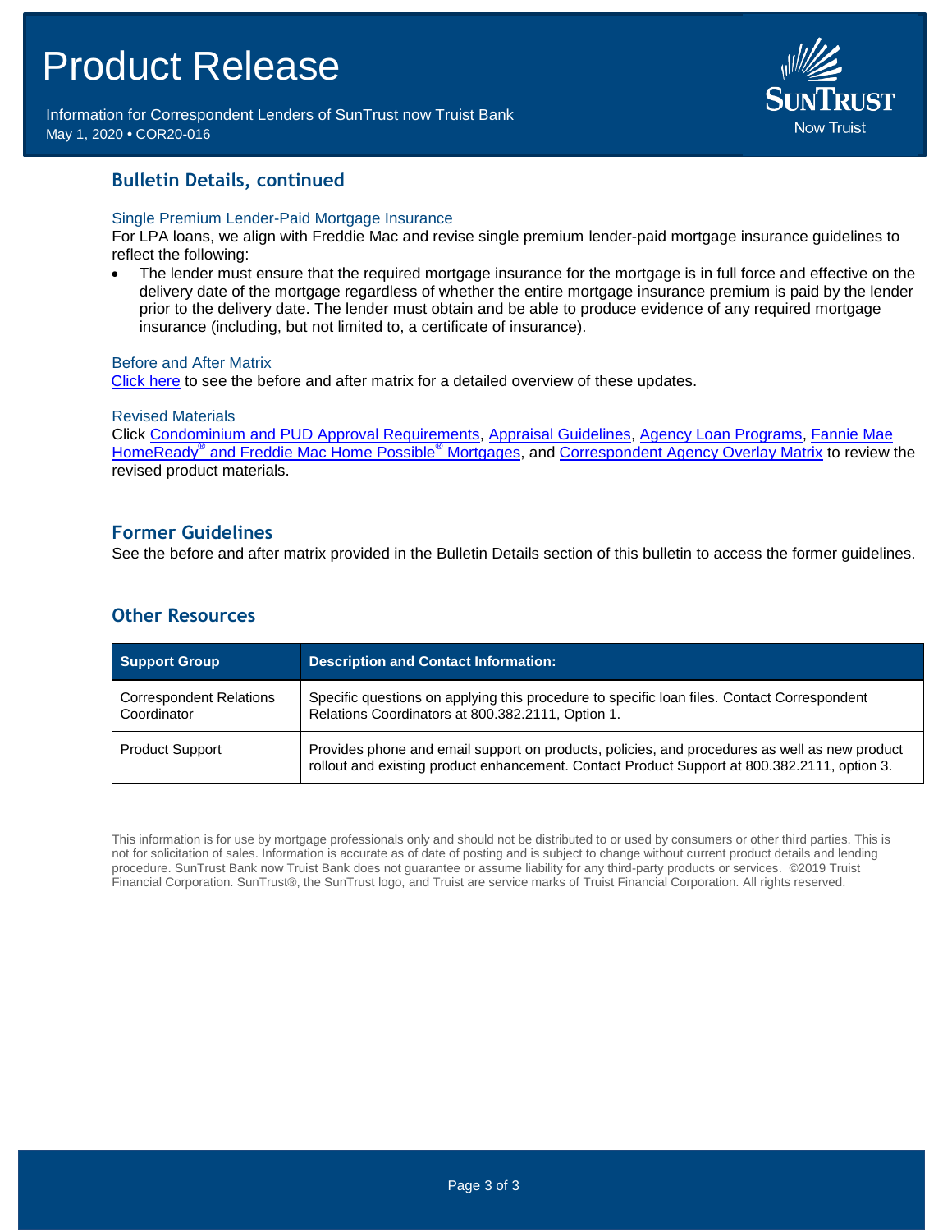## Bulletin Details, continued

### Single Premium Lender-Paid Mortgage Insurance

For LPA loans, we align with Freddie Mac and revise single premium lender-paid mortgage insurance guidelines to reflect the following:

- The lender must ensure that the required mortgage insurance for the mortgage is in full force and effective on the delivery date of the mortgage regardless of whether the entire mortgage insurance premium is paid by the lender prior to the delivery date. The lender must obtain and be able to produce evidence of any required mortgage insurance (including, but not limited to, a certificate of insurance).

### Before and After Matrix

Click here to see the before and after matrix for a detailed overview of these updates.

### Revised Materials

Click Condominium and PUD Approval Requirements, Appraisal Guidelines, Agency Loan Programs, Fannie Mae HomeReady® and Freddie Mac Home Possible® Mortgages, and Correspondent Agency Overlay Matrix to review the revised product materials.

## Former Guidelines

See the before and after matrix provided in the Bulletin Details section of this bulletin to access the former guidelines.

## Other Resources

| Support Group | Description and Contact Information: |
|---|---|
| Correspondent Relations Coordinator | Specific questions on applying this procedure to specific loan files. Contact Correspondent Relations Coordinators at 800.382.2111, Option 1. |
| Product Support | Provides phone and email support on products, policies, and procedures as well as new product rollout and existing product enhancement. Contact Product Support at 800.382.2111, option 3. |

This information is for use by mortgage professionals only and should not be distributed to or used by consumers or other third parties. This is not for solicitation of sales. Information is accurate as of date of posting and is subject to change without current product details and lending procedure. SunTrust Bank now Truist Bank does not guarantee or assume liability for any third-party products or services. ©2019 Truist Financial Corporation. SunTrust®, the SunTrust logo, and Truist are service marks of Truist Financial Corporation. All rights reserved.